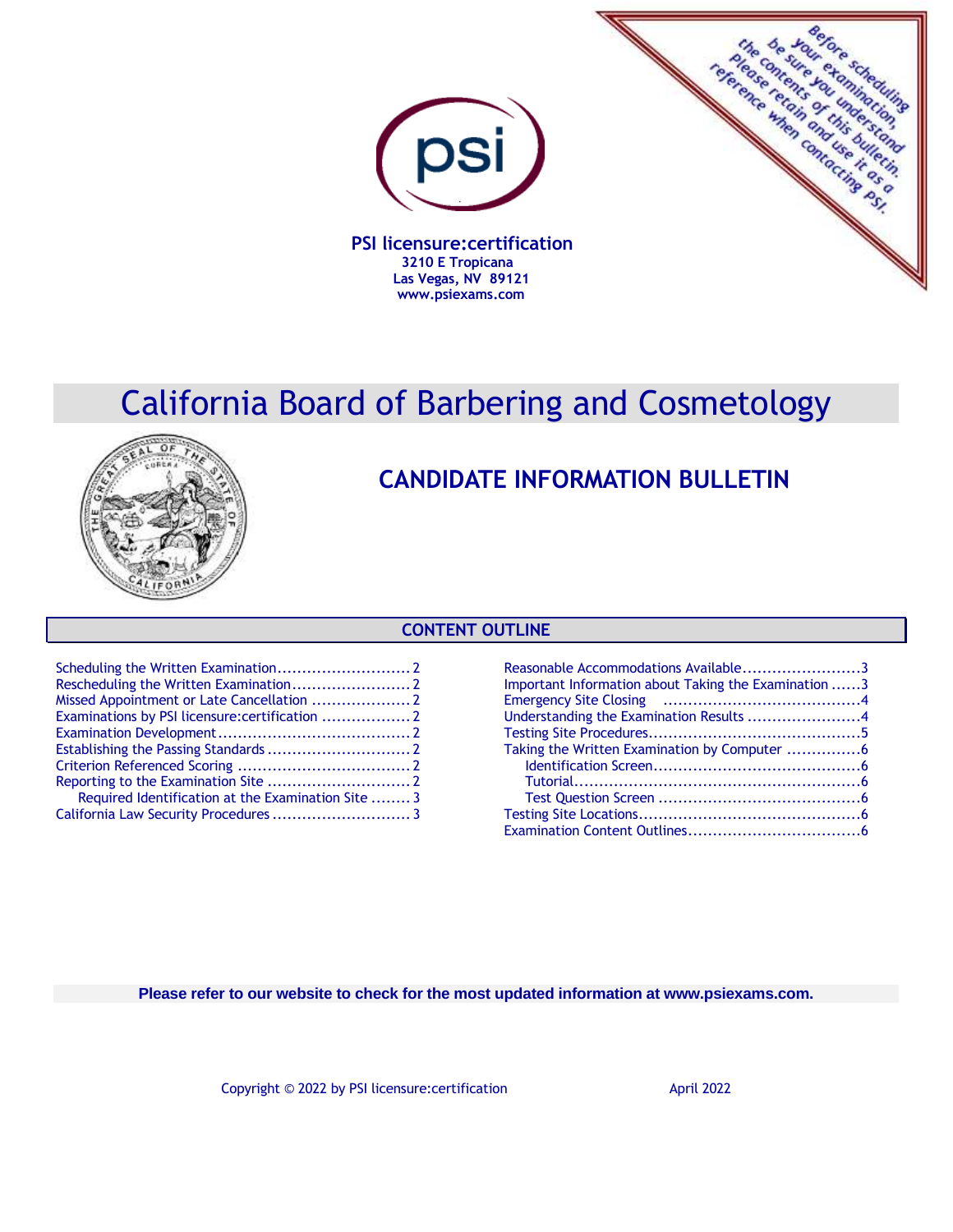Before scheduling your examination, be sure you understand the contents of this bulletin. Please retain and use it as a reference when contacting PSI.

**PSI licensure:certification**
**3210 E Tropicana**
**Las Vegas, NV 89121**
**www.psiexams.com**

# California Board of Barbering and Cosmetology

## CANDIDATE INFORMATION BULLETIN

### CONTENT OUTLINE

- Scheduling the Written Examination .......... 2
- Rescheduling the Written Examination .......... 2
- Missed Appointment or Late Cancellation .......... 2
- Examinations by PSI licensure:certification .......... 2
- Examination Development .......... 2
- Establishing the Passing Standards .......... 2
- Criterion Referenced Scoring .......... 2
- Reporting to the Examination Site .......... 2
  - Required Identification at the Examination Site .......... 3
- California Law Security Procedures .......... 3
- Reasonable Accommodations Available .......... 3
- Important Information about Taking the Examination .......... 3
- Emergency Site Closing .......... 4
- Understanding the Examination Results .......... 4
- Testing Site Procedures .......... 5
- Taking the Written Examination by Computer .......... 6
  - Identification Screen .......... 6
  - Tutorial .......... 6
  - Test Question Screen .......... 6
- Testing Site Locations .......... 6
- Examination Content Outlines .......... 6

**Please refer to our website to check for the most updated information at www.psiexams.com.**

Copyright © 2022 by PSI licensure:certification April 2022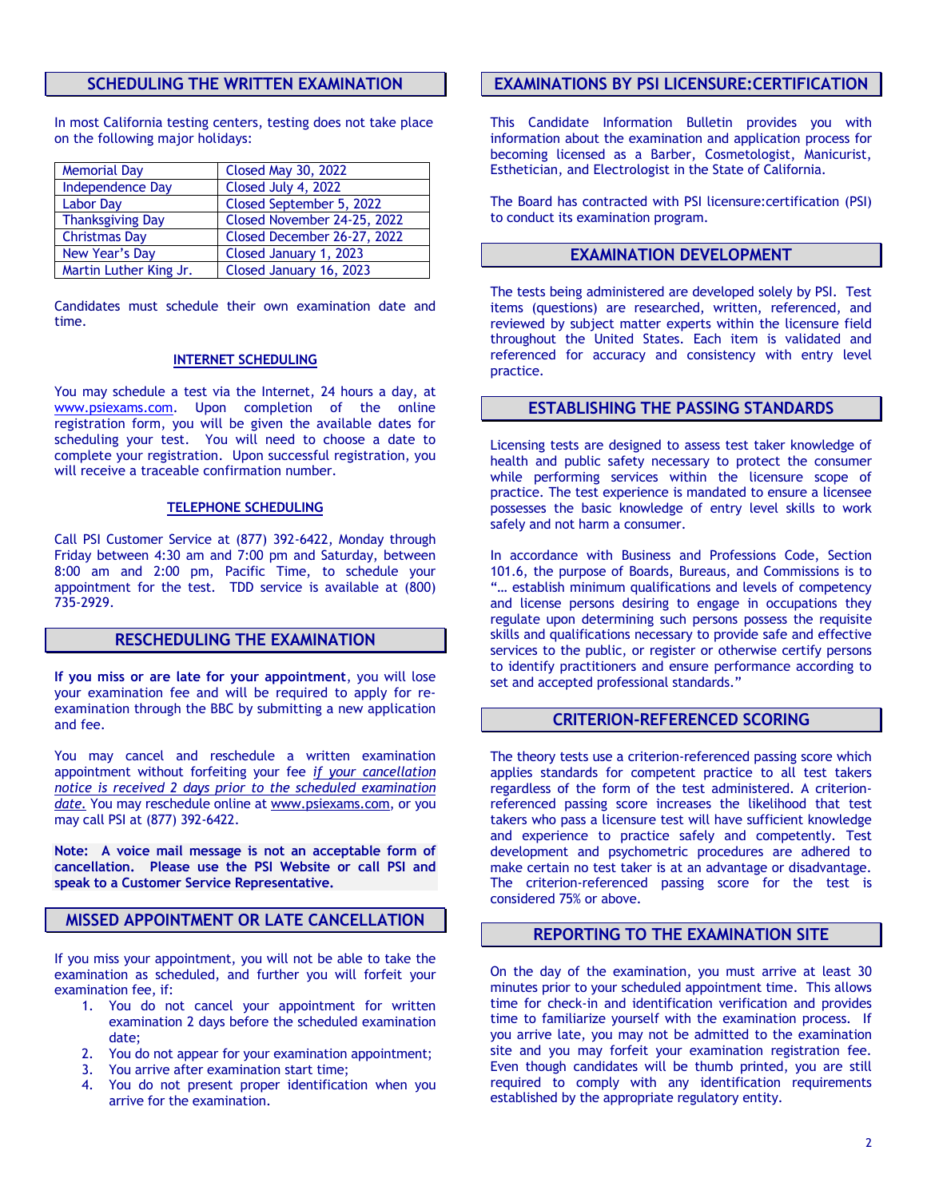## SCHEDULING THE WRITTEN EXAMINATION

In most California testing centers, testing does not take place on the following major holidays:

| | |
|---|---|
| Memorial Day | Closed May 30, 2022 |
| Independence Day | Closed July 4, 2022 |
| Labor Day | Closed September 5, 2022 |
| Thanksgiving Day | Closed November 24-25, 2022 |
| Christmas Day | Closed December 26-27, 2022 |
| New Year's Day | Closed January 1, 2023 |
| Martin Luther King Jr. | Closed January 16, 2023 |

Candidates must schedule their own examination date and time.

### INTERNET SCHEDULING

You may schedule a test via the Internet, 24 hours a day, at www.psiexams.com. Upon completion of the online registration form, you will be given the available dates for scheduling your test. You will need to choose a date to complete your registration. Upon successful registration, you will receive a traceable confirmation number.

### TELEPHONE SCHEDULING

Call PSI Customer Service at (877) 392-6422, Monday through Friday between 4:30 am and 7:00 pm and Saturday, between 8:00 am and 2:00 pm, Pacific Time, to schedule your appointment for the test. TDD service is available at (800) 735-2929.

## RESCHEDULING THE EXAMINATION

**If you miss or are late for your appointment**, you will lose your examination fee and will be required to apply for re-examination through the BBC by submitting a new application and fee.

You may cancel and reschedule a written examination appointment without forfeiting your fee *if your cancellation notice is received 2 days prior to the scheduled examination date.* You may reschedule online at www.psiexams.com, or you may call PSI at (877) 392-6422.

**Note: A voice mail message is not an acceptable form of cancellation. Please use the PSI Website or call PSI and speak to a Customer Service Representative.**

## MISSED APPOINTMENT OR LATE CANCELLATION

If you miss your appointment, you will not be able to take the examination as scheduled, and further you will forfeit your examination fee, if:

1. You do not cancel your appointment for written examination 2 days before the scheduled examination date;
2. You do not appear for your examination appointment;
3. You arrive after examination start time;
4. You do not present proper identification when you arrive for the examination.

## EXAMINATIONS BY PSI LICENSURE:CERTIFICATION

This Candidate Information Bulletin provides you with information about the examination and application process for becoming licensed as a Barber, Cosmetologist, Manicurist, Esthetician, and Electrologist in the State of California.

The Board has contracted with PSI licensure:certification (PSI) to conduct its examination program.

## EXAMINATION DEVELOPMENT

The tests being administered are developed solely by PSI. Test items (questions) are researched, written, referenced, and reviewed by subject matter experts within the licensure field throughout the United States. Each item is validated and referenced for accuracy and consistency with entry level practice.

## ESTABLISHING THE PASSING STANDARDS

Licensing tests are designed to assess test taker knowledge of health and public safety necessary to protect the consumer while performing services within the licensure scope of practice. The test experience is mandated to ensure a licensee possesses the basic knowledge of entry level skills to work safely and not harm a consumer.

In accordance with Business and Professions Code, Section 101.6, the purpose of Boards, Bureaus, and Commissions is to "… establish minimum qualifications and levels of competency and license persons desiring to engage in occupations they regulate upon determining such persons possess the requisite skills and qualifications necessary to provide safe and effective services to the public, or register or otherwise certify persons to identify practitioners and ensure performance according to set and accepted professional standards."

## CRITERION-REFERENCED SCORING

The theory tests use a criterion-referenced passing score which applies standards for competent practice to all test takers regardless of the form of the test administered. A criterion-referenced passing score increases the likelihood that test takers who pass a licensure test will have sufficient knowledge and experience to practice safely and competently. Test development and psychometric procedures are adhered to make certain no test taker is at an advantage or disadvantage. The criterion-referenced passing score for the test is considered 75% or above.

## REPORTING TO THE EXAMINATION SITE

On the day of the examination, you must arrive at least 30 minutes prior to your scheduled appointment time. This allows time for check-in and identification verification and provides time to familiarize yourself with the examination process. If you arrive late, you may not be admitted to the examination site and you may forfeit your examination registration fee. Even though candidates will be thumb printed, you are still required to comply with any identification requirements established by the appropriate regulatory entity.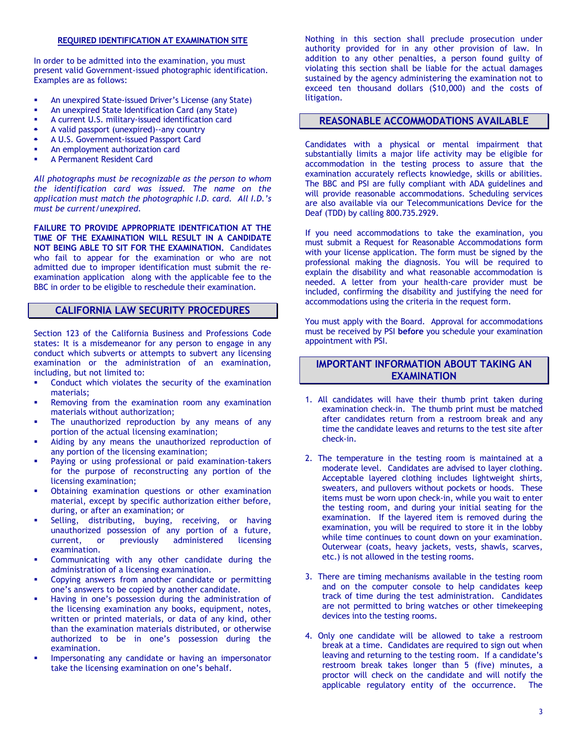## REQUIRED IDENTIFICATION AT EXAMINATION SITE

In order to be admitted into the examination, you must present valid Government-issued photographic identification. Examples are as follows:

- An unexpired State-issued Driver's License (any State)
- An unexpired State Identification Card (any State)
- A current U.S. military-issued identification card
- A valid passport (unexpired)--any country
- A U.S. Government-issued Passport Card
- An employment authorization card
- A Permanent Resident Card

*All photographs must be recognizable as the person to whom the identification card was issued. The name on the application must match the photographic I.D. card. All I.D.'s must be current/unexpired.*

**FAILURE TO PROVIDE APPROPRIATE IDENTFICATION AT THE TIME OF THE EXAMINATION WILL RESULT IN A CANDIDATE NOT BEING ABLE TO SIT FOR THE EXAMINATION.** Candidates who fail to appear for the examination or who are not admitted due to improper identification must submit the re-examination application along with the applicable fee to the BBC in order to be eligible to reschedule their examination.

## CALIFORNIA LAW SECURITY PROCEDURES

Section 123 of the California Business and Professions Code states: It is a misdemeanor for any person to engage in any conduct which subverts or attempts to subvert any licensing examination or the administration of an examination, including, but not limited to:

- Conduct which violates the security of the examination materials;
- Removing from the examination room any examination materials without authorization;
- The unauthorized reproduction by any means of any portion of the actual licensing examination;
- Aiding by any means the unauthorized reproduction of any portion of the licensing examination;
- Paying or using professional or paid examination-takers for the purpose of reconstructing any portion of the licensing examination;
- Obtaining examination questions or other examination material, except by specific authorization either before, during, or after an examination; or
- Selling, distributing, buying, receiving, or having unauthorized possession of any portion of a future, current, or previously administered licensing examination.
- Communicating with any other candidate during the administration of a licensing examination.
- Copying answers from another candidate or permitting one's answers to be copied by another candidate.
- Having in one's possession during the administration of the licensing examination any books, equipment, notes, written or printed materials, or data of any kind, other than the examination materials distributed, or otherwise authorized to be in one's possession during the examination.
- Impersonating any candidate or having an impersonator take the licensing examination on one's behalf.

Nothing in this section shall preclude prosecution under authority provided for in any other provision of law. In addition to any other penalties, a person found guilty of violating this section shall be liable for the actual damages sustained by the agency administering the examination not to exceed ten thousand dollars ($10,000) and the costs of litigation.

## REASONABLE ACCOMMODATIONS AVAILABLE

Candidates with a physical or mental impairment that substantially limits a major life activity may be eligible for accommodation in the testing process to assure that the examination accurately reflects knowledge, skills or abilities. The BBC and PSI are fully compliant with ADA guidelines and will provide reasonable accommodations. Scheduling services are also available via our Telecommunications Device for the Deaf (TDD) by calling 800.735.2929.

If you need accommodations to take the examination, you must submit a Request for Reasonable Accommodations form with your license application. The form must be signed by the professional making the diagnosis. You will be required to explain the disability and what reasonable accommodation is needed. A letter from your health-care provider must be included, confirming the disability and justifying the need for accommodations using the criteria in the request form.

You must apply with the Board. Approval for accommodations must be received by PSI **before** you schedule your examination appointment with PSI.

## IMPORTANT INFORMATION ABOUT TAKING AN EXAMINATION

1. All candidates will have their thumb print taken during examination check-in. The thumb print must be matched after candidates return from a restroom break and any time the candidate leaves and returns to the test site after check-in.

2. The temperature in the testing room is maintained at a moderate level. Candidates are advised to layer clothing. Acceptable layered clothing includes lightweight shirts, sweaters, and pullovers without pockets or hoods. These items must be worn upon check-in, while you wait to enter the testing room, and during your initial seating for the examination. If the layered item is removed during the examination, you will be required to store it in the lobby while time continues to count down on your examination. Outerwear (coats, heavy jackets, vests, shawls, scarves, etc.) is not allowed in the testing rooms.

3. There are timing mechanisms available in the testing room and on the computer console to help candidates keep track of time during the test administration. Candidates are not permitted to bring watches or other timekeeping devices into the testing rooms.

4. Only one candidate will be allowed to take a restroom break at a time. Candidates are required to sign out when leaving and returning to the testing room. If a candidate's restroom break takes longer than 5 (five) minutes, a proctor will check on the candidate and will notify the applicable regulatory entity of the occurrence. The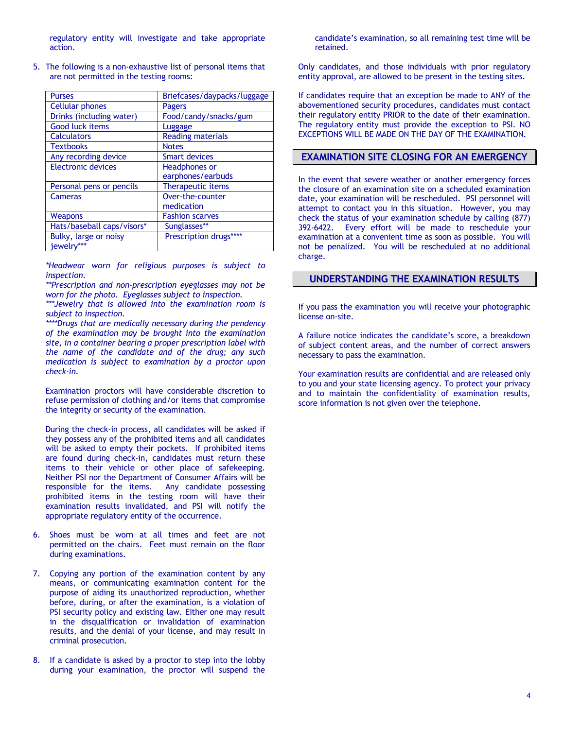regulatory entity will investigate and take appropriate action.

5. The following is a non-exhaustive list of personal items that are not permitted in the testing rooms:

| Purses | Briefcases/daypacks/luggage |
|---|---|
| Cellular phones | Pagers |
| Drinks (including water) | Food/candy/snacks/gum |
| Good luck items | Luggage |
| Calculators | Reading materials |
| Textbooks | Notes |
| Any recording device | Smart devices |
| Electronic devices | Headphones or earphones/earbuds |
| Personal pens or pencils | Therapeutic items |
| Cameras | Over-the-counter medication |
| Weapons | Fashion scarves |
| Hats/baseball caps/visors* | Sunglasses** |
| Bulky, large or noisy jewelry*** | Prescription drugs**** |

*\*Headwear worn for religious purposes is subject to inspection.*
*\*\*Prescription and non-prescription eyeglasses may not be worn for the photo. Eyeglasses subject to inspection.*
*\*\*\*Jewelry that is allowed into the examination room is subject to inspection.*
*\*\*\*\*Drugs that are medically necessary during the pendency of the examination may be brought into the examination site, in a container bearing a proper prescription label with the name of the candidate and of the drug; any such medication is subject to examination by a proctor upon check-in.*

Examination proctors will have considerable discretion to refuse permission of clothing and/or items that compromise the integrity or security of the examination.

During the check-in process, all candidates will be asked if they possess any of the prohibited items and all candidates will be asked to empty their pockets. If prohibited items are found during check-in, candidates must return these items to their vehicle or other place of safekeeping. Neither PSI nor the Department of Consumer Affairs will be responsible for the items. Any candidate possessing prohibited items in the testing room will have their examination results invalidated, and PSI will notify the appropriate regulatory entity of the occurrence.

6. Shoes must be worn at all times and feet are not permitted on the chairs. Feet must remain on the floor during examinations.

7. Copying any portion of the examination content by any means, or communicating examination content for the purpose of aiding its unauthorized reproduction, whether before, during, or after the examination, is a violation of PSI security policy and existing law. Either one may result in the disqualification or invalidation of examination results, and the denial of your license, and may result in criminal prosecution.

8. If a candidate is asked by a proctor to step into the lobby during your examination, the proctor will suspend the candidate's examination, so all remaining test time will be retained.

Only candidates, and those individuals with prior regulatory entity approval, are allowed to be present in the testing sites.

If candidates require that an exception be made to ANY of the abovementioned security procedures, candidates must contact their regulatory entity PRIOR to the date of their examination. The regulatory entity must provide the exception to PSI. NO EXCEPTIONS WILL BE MADE ON THE DAY OF THE EXAMINATION.

## EXAMINATION SITE CLOSING FOR AN EMERGENCY

In the event that severe weather or another emergency forces the closure of an examination site on a scheduled examination date, your examination will be rescheduled. PSI personnel will attempt to contact you in this situation. However, you may check the status of your examination schedule by calling (877) 392-6422. Every effort will be made to reschedule your examination at a convenient time as soon as possible. You will not be penalized. You will be rescheduled at no additional charge.

## UNDERSTANDING THE EXAMINATION RESULTS

If you pass the examination you will receive your photographic license on-site.

A failure notice indicates the candidate's score, a breakdown of subject content areas, and the number of correct answers necessary to pass the examination.

Your examination results are confidential and are released only to you and your state licensing agency. To protect your privacy and to maintain the confidentiality of examination results, score information is not given over the telephone.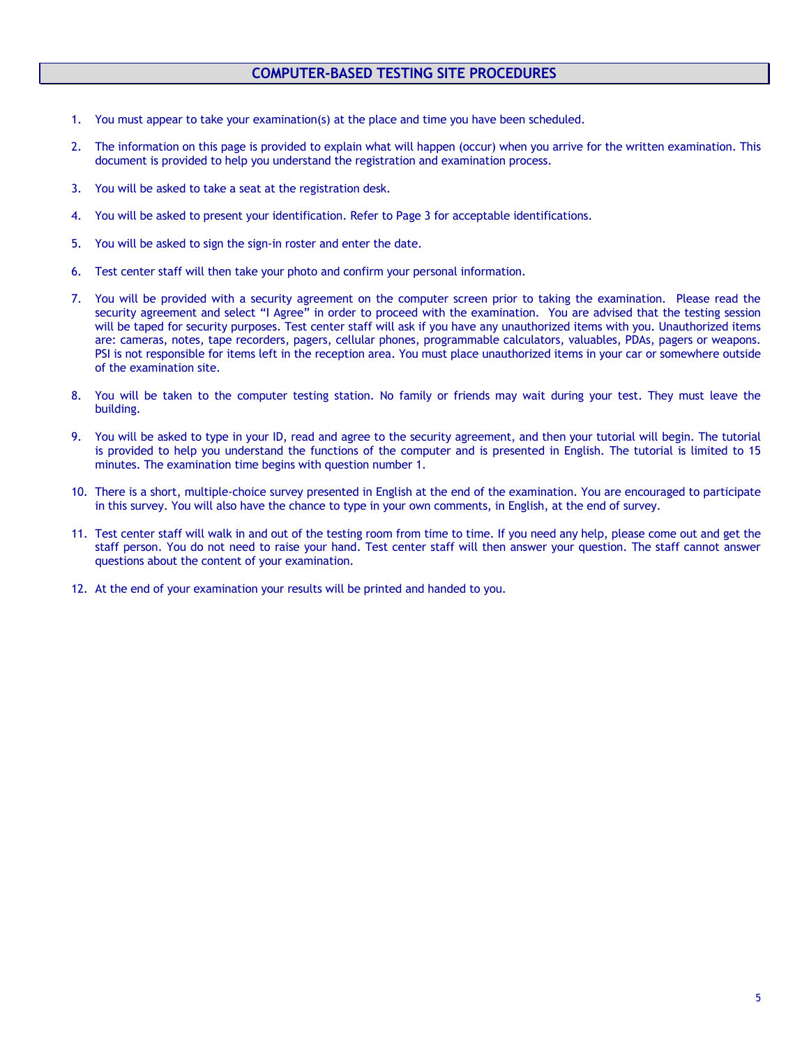## COMPUTER-BASED TESTING SITE PROCEDURES

1. You must appear to take your examination(s) at the place and time you have been scheduled.

2. The information on this page is provided to explain what will happen (occur) when you arrive for the written examination. This document is provided to help you understand the registration and examination process.

3. You will be asked to take a seat at the registration desk.

4. You will be asked to present your identification. Refer to Page 3 for acceptable identifications.

5. You will be asked to sign the sign-in roster and enter the date.

6. Test center staff will then take your photo and confirm your personal information.

7. You will be provided with a security agreement on the computer screen prior to taking the examination. Please read the security agreement and select "I Agree" in order to proceed with the examination. You are advised that the testing session will be taped for security purposes. Test center staff will ask if you have any unauthorized items with you. Unauthorized items are: cameras, notes, tape recorders, pagers, cellular phones, programmable calculators, valuables, PDAs, pagers or weapons. PSI is not responsible for items left in the reception area. You must place unauthorized items in your car or somewhere outside of the examination site.

8. You will be taken to the computer testing station. No family or friends may wait during your test. They must leave the building.

9. You will be asked to type in your ID, read and agree to the security agreement, and then your tutorial will begin. The tutorial is provided to help you understand the functions of the computer and is presented in English. The tutorial is limited to 15 minutes. The examination time begins with question number 1.

10. There is a short, multiple-choice survey presented in English at the end of the examination. You are encouraged to participate in this survey. You will also have the chance to type in your own comments, in English, at the end of survey.

11. Test center staff will walk in and out of the testing room from time to time. If you need any help, please come out and get the staff person. You do not need to raise your hand. Test center staff will then answer your question. The staff cannot answer questions about the content of your examination.

12. At the end of your examination your results will be printed and handed to you.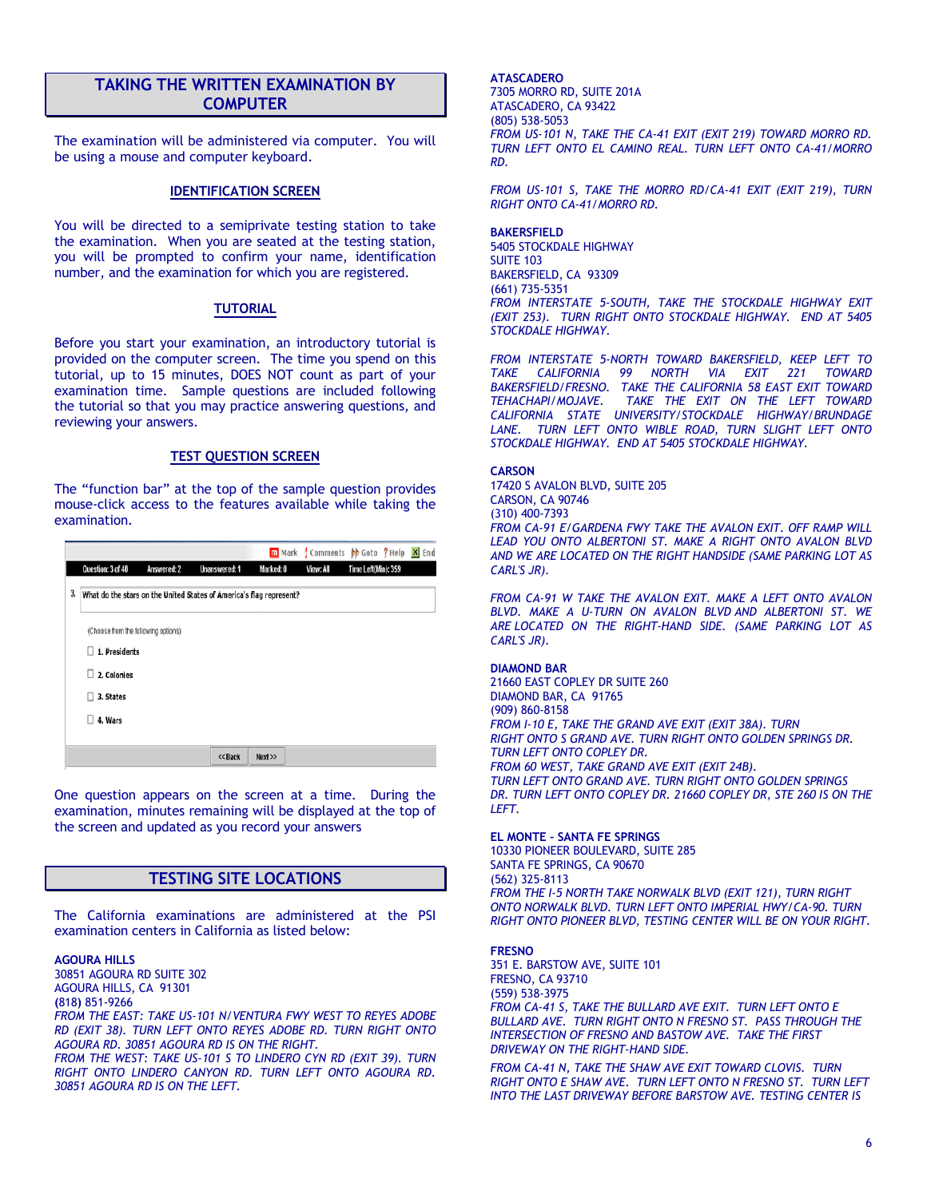## TAKING THE WRITTEN EXAMINATION BY COMPUTER

The examination will be administered via computer. You will be using a mouse and computer keyboard.

### IDENTIFICATION SCREEN

You will be directed to a semiprivate testing station to take the examination. When you are seated at the testing station, you will be prompted to confirm your name, identification number, and the examination for which you are registered.

### TUTORIAL

Before you start your examination, an introductory tutorial is provided on the computer screen. The time you spend on this tutorial, up to 15 minutes, DOES NOT count as part of your examination time. Sample questions are included following the tutorial so that you may practice answering questions, and reviewing your answers.

### TEST QUESTION SCREEN

The "function bar" at the top of the sample question provides mouse-click access to the features available while taking the examination.

Mark | Comments | Goto | Help | End

Question: 3 of 40 | Answered: 2 | Unanswered: 1 | Marked: 0 | View: All | Time Left(Min): 359

3. What do the stars on the United States of America's flag represent?

(Choose from the following options)

- 1. Presidents
- 2. Colonies
- 3. States
- 4. Wars

<<Back | Next>>

One question appears on the screen at a time. During the examination, minutes remaining will be displayed at the top of the screen and updated as you record your answers

## TESTING SITE LOCATIONS

The California examinations are administered at the PSI examination centers in California as listed below:

**AGOURA HILLS**
30851 AGOURA RD SUITE 302
AGOURA HILLS, CA 91301
(818) 851-9266
*FROM THE EAST: TAKE US-101 N/VENTURA FWY WEST TO REYES ADOBE RD (EXIT 38). TURN LEFT ONTO REYES ADOBE RD. TURN RIGHT ONTO AGOURA RD. 30851 AGOURA RD IS ON THE RIGHT.*
*FROM THE WEST: TAKE US-101 S TO LINDERO CYN RD (EXIT 39). TURN RIGHT ONTO LINDERO CANYON RD. TURN LEFT ONTO AGOURA RD. 30851 AGOURA RD IS ON THE LEFT.*

**ATASCADERO**
7305 MORRO RD, SUITE 201A
ATASCADERO, CA 93422
(805) 538-5053
*FROM US-101 N, TAKE THE CA-41 EXIT (EXIT 219) TOWARD MORRO RD. TURN LEFT ONTO EL CAMINO REAL. TURN LEFT ONTO CA-41/MORRO RD.*

*FROM US-101 S, TAKE THE MORRO RD/CA-41 EXIT (EXIT 219), TURN RIGHT ONTO CA-41/MORRO RD.*

**BAKERSFIELD**
5405 STOCKDALE HIGHWAY
SUITE 103
BAKERSFIELD, CA 93309
(661) 735-5351
*FROM INTERSTATE 5-SOUTH, TAKE THE STOCKDALE HIGHWAY EXIT (EXIT 253). TURN RIGHT ONTO STOCKDALE HIGHWAY. END AT 5405 STOCKDALE HIGHWAY.*

*FROM INTERSTATE 5-NORTH TOWARD BAKERSFIELD, KEEP LEFT TO TAKE CALIFORNIA 99 NORTH VIA EXIT 221 TOWARD BAKERSFIELD/FRESNO. TAKE THE CALIFORNIA 58 EAST EXIT TOWARD TEHACHAPI/MOJAVE. TAKE THE EXIT ON THE LEFT TOWARD CALIFORNIA STATE UNIVERSITY/STOCKDALE HIGHWAY/BRUNDAGE LANE. TURN LEFT ONTO WIBLE ROAD, TURN SLIGHT LEFT ONTO STOCKDALE HIGHWAY. END AT 5405 STOCKDALE HIGHWAY.*

**CARSON**
17420 S AVALON BLVD, SUITE 205
CARSON, CA 90746
(310) 400-7393
*FROM CA-91 E/GARDENA FWY TAKE THE AVALON EXIT. OFF RAMP WILL LEAD YOU ONTO ALBERTONI ST. MAKE A RIGHT ONTO AVALON BLVD AND WE ARE LOCATED ON THE RIGHT HANDSIDE (SAME PARKING LOT AS CARL'S JR).*

*FROM CA-91 W TAKE THE AVALON EXIT. MAKE A LEFT ONTO AVALON BLVD. MAKE A U-TURN ON AVALON BLVD AND ALBERTONI ST. WE ARE LOCATED ON THE RIGHT-HAND SIDE. (SAME PARKING LOT AS CARL'S JR).*

**DIAMOND BAR**
21660 EAST COPLEY DR SUITE 260
DIAMOND BAR, CA 91765
(909) 860-8158
*FROM I-10 E, TAKE THE GRAND AVE EXIT (EXIT 38A). TURN RIGHT ONTO S GRAND AVE. TURN RIGHT ONTO GOLDEN SPRINGS DR. TURN LEFT ONTO COPLEY DR.*
*FROM 60 WEST, TAKE GRAND AVE EXIT (EXIT 24B). TURN LEFT ONTO GRAND AVE. TURN RIGHT ONTO GOLDEN SPRINGS DR. TURN LEFT ONTO COPLEY DR. 21660 COPLEY DR, STE 260 IS ON THE LEFT.*

**EL MONTE - SANTA FE SPRINGS**
10330 PIONEER BOULEVARD, SUITE 285
SANTA FE SPRINGS, CA 90670
(562) 325-8113
*FROM THE I-5 NORTH TAKE NORWALK BLVD (EXIT 121), TURN RIGHT ONTO NORWALK BLVD. TURN LEFT ONTO IMPERIAL HWY/CA-90. TURN RIGHT ONTO PIONEER BLVD, TESTING CENTER WILL BE ON YOUR RIGHT.*

**FRESNO**
351 E. BARSTOW AVE, SUITE 101
FRESNO, CA 93710
(559) 538-3975
*FROM CA-41 S, TAKE THE BULLARD AVE EXIT. TURN LEFT ONTO E BULLARD AVE. TURN RIGHT ONTO N FRESNO ST. PASS THROUGH THE INTERSECTION OF FRESNO AND BASTOW AVE. TAKE THE FIRST DRIVEWAY ON THE RIGHT-HAND SIDE.*

*FROM CA-41 N, TAKE THE SHAW AVE EXIT TOWARD CLOVIS. TURN RIGHT ONTO E SHAW AVE. TURN LEFT ONTO N FRESNO ST. TURN LEFT INTO THE LAST DRIVEWAY BEFORE BARSTOW AVE. TESTING CENTER IS*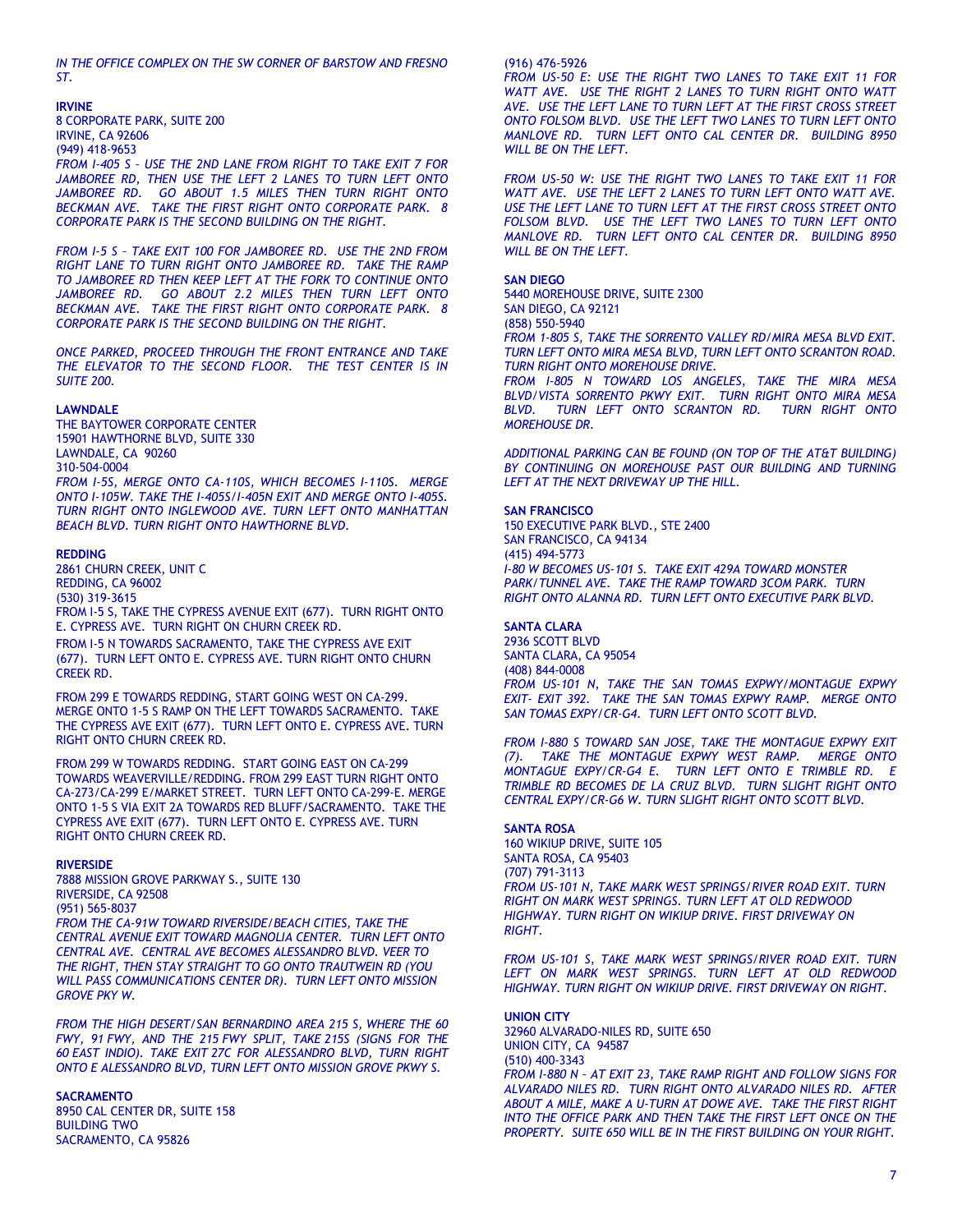*IN THE OFFICE COMPLEX ON THE SW CORNER OF BARSTOW AND FRESNO ST.*

**IRVINE**
8 CORPORATE PARK, SUITE 200
IRVINE, CA 92606
(949) 418-9653

*FROM I-405 S – USE THE 2ND LANE FROM RIGHT TO TAKE EXIT 7 FOR JAMBOREE RD, THEN USE THE LEFT 2 LANES TO TURN LEFT ONTO JAMBOREE RD. GO ABOUT 1.5 MILES THEN TURN RIGHT ONTO BECKMAN AVE. TAKE THE FIRST RIGHT ONTO CORPORATE PARK. 8 CORPORATE PARK IS THE SECOND BUILDING ON THE RIGHT.*

*FROM I-5 S – TAKE EXIT 100 FOR JAMBOREE RD. USE THE 2ND FROM RIGHT LANE TO TURN RIGHT ONTO JAMBOREE RD. TAKE THE RAMP TO JAMBOREE RD THEN KEEP LEFT AT THE FORK TO CONTINUE ONTO JAMBOREE RD. GO ABOUT 2.2 MILES THEN TURN LEFT ONTO BECKMAN AVE. TAKE THE FIRST RIGHT ONTO CORPORATE PARK. 8 CORPORATE PARK IS THE SECOND BUILDING ON THE RIGHT.*

*ONCE PARKED, PROCEED THROUGH THE FRONT ENTRANCE AND TAKE THE ELEVATOR TO THE SECOND FLOOR. THE TEST CENTER IS IN SUITE 200.*

**LAWNDALE**
THE BAYTOWER CORPORATE CENTER
15901 HAWTHORNE BLVD, SUITE 330
LAWNDALE, CA 90260
310-504-0004

*FROM I-5S, MERGE ONTO CA-110S, WHICH BECOMES I-110S. MERGE ONTO I-105W. TAKE THE I-405S/I-405N EXIT AND MERGE ONTO I-405S. TURN RIGHT ONTO INGLEWOOD AVE. TURN LEFT ONTO MANHATTAN BEACH BLVD. TURN RIGHT ONTO HAWTHORNE BLVD.*

**REDDING**
2861 CHURN CREEK, UNIT C
REDDING, CA 96002
(530) 319-3615

FROM I-5 S, TAKE THE CYPRESS AVENUE EXIT (677). TURN RIGHT ONTO E. CYPRESS AVE. TURN RIGHT ON CHURN CREEK RD.

FROM I-5 N TOWARDS SACRAMENTO, TAKE THE CYPRESS AVE EXIT (677). TURN LEFT ONTO E. CYPRESS AVE. TURN RIGHT ONTO CHURN CREEK RD.

FROM 299 E TOWARDS REDDING, START GOING WEST ON CA-299. MERGE ONTO 1-5 S RAMP ON THE LEFT TOWARDS SACRAMENTO. TAKE THE CYPRESS AVE EXIT (677). TURN LEFT ONTO E. CYPRESS AVE. TURN RIGHT ONTO CHURN CREEK RD.

FROM 299 W TOWARDS REDDING. START GOING EAST ON CA-299 TOWARDS WEAVERVILLE/REDDING. FROM 299 EAST TURN RIGHT ONTO CA-273/CA-299 E/MARKET STREET. TURN LEFT ONTO CA-299-E. MERGE ONTO 1-5 S VIA EXIT 2A TOWARDS RED BLUFF/SACRAMENTO. TAKE THE CYPRESS AVE EXIT (677). TURN LEFT ONTO E. CYPRESS AVE. TURN RIGHT ONTO CHURN CREEK RD.

**RIVERSIDE**
7888 MISSION GROVE PARKWAY S., SUITE 130
RIVERSIDE, CA 92508
(951) 565-8037

*FROM THE CA-91W TOWARD RIVERSIDE/BEACH CITIES, TAKE THE CENTRAL AVENUE EXIT TOWARD MAGNOLIA CENTER. TURN LEFT ONTO CENTRAL AVE. CENTRAL AVE BECOMES ALESSANDRO BLVD. VEER TO THE RIGHT, THEN STAY STRAIGHT TO GO ONTO TRAUTWEIN RD (YOU WILL PASS COMMUNICATIONS CENTER DR). TURN LEFT ONTO MISSION GROVE PKY W.*

*FROM THE HIGH DESERT/SAN BERNARDINO AREA 215 S, WHERE THE 60 FWY, 91 FWY, AND THE 215 FWY SPLIT, TAKE 215S (SIGNS FOR THE 60 EAST INDIO). TAKE EXIT 27C FOR ALESSANDRO BLVD, TURN RIGHT ONTO E ALESSANDRO BLVD, TURN LEFT ONTO MISSION GROVE PKWY S.*

**SACRAMENTO**
8950 CAL CENTER DR, SUITE 158
BUILDING TWO
SACRAMENTO, CA 95826
(916) 476-5926

*FROM US-50 E: USE THE RIGHT TWO LANES TO TAKE EXIT 11 FOR WATT AVE. USE THE RIGHT 2 LANES TO TURN RIGHT ONTO WATT AVE. USE THE LEFT LANE TO TURN LEFT AT THE FIRST CROSS STREET ONTO FOLSOM BLVD. USE THE LEFT TWO LANES TO TURN LEFT ONTO MANLOVE RD. TURN LEFT ONTO CAL CENTER DR. BUILDING 8950 WILL BE ON THE LEFT.*

*FROM US-50 W: USE THE RIGHT TWO LANES TO TAKE EXIT 11 FOR WATT AVE. USE THE LEFT 2 LANES TO TURN LEFT ONTO WATT AVE. USE THE LEFT LANE TO TURN LEFT AT THE FIRST CROSS STREET ONTO FOLSOM BLVD. USE THE LEFT TWO LANES TO TURN LEFT ONTO MANLOVE RD. TURN LEFT ONTO CAL CENTER DR. BUILDING 8950 WILL BE ON THE LEFT.*

**SAN DIEGO**
5440 MOREHOUSE DRIVE, SUITE 2300
SAN DIEGO, CA 92121
(858) 550-5940

*FROM 1-805 S, TAKE THE SORRENTO VALLEY RD/MIRA MESA BLVD EXIT. TURN LEFT ONTO MIRA MESA BLVD, TURN LEFT ONTO SCRANTON ROAD. TURN RIGHT ONTO MOREHOUSE DRIVE.*
*FROM I-805 N TOWARD LOS ANGELES, TAKE THE MIRA MESA BLVD/VISTA SORRENTO PKWY EXIT. TURN RIGHT ONTO MIRA MESA BLVD. TURN LEFT ONTO SCRANTON RD. TURN RIGHT ONTO MOREHOUSE DR.*

*ADDITIONAL PARKING CAN BE FOUND (ON TOP OF THE AT&T BUILDING) BY CONTINUING ON MOREHOUSE PAST OUR BUILDING AND TURNING LEFT AT THE NEXT DRIVEWAY UP THE HILL.*

**SAN FRANCISCO**
150 EXECUTIVE PARK BLVD., STE 2400
SAN FRANCISCO, CA 94134
(415) 494-5773

*I-80 W BECOMES US-101 S. TAKE EXIT 429A TOWARD MONSTER PARK/TUNNEL AVE. TAKE THE RAMP TOWARD 3COM PARK. TURN RIGHT ONTO ALANNA RD. TURN LEFT ONTO EXECUTIVE PARK BLVD.*

**SANTA CLARA**
2936 SCOTT BLVD
SANTA CLARA, CA 95054
(408) 844-0008

*FROM US-101 N, TAKE THE SAN TOMAS EXPWY/MONTAGUE EXPWY EXIT- EXIT 392. TAKE THE SAN TOMAS EXPWY RAMP. MERGE ONTO SAN TOMAS EXPY/CR-G4. TURN LEFT ONTO SCOTT BLVD.*

*FROM I-880 S TOWARD SAN JOSE, TAKE THE MONTAGUE EXPWY EXIT (7). TAKE THE MONTAGUE EXPWY WEST RAMP. MERGE ONTO MONTAGUE EXPY/CR-G4 E. TURN LEFT ONTO E TRIMBLE RD. E TRIMBLE RD BECOMES DE LA CRUZ BLVD. TURN SLIGHT RIGHT ONTO CENTRAL EXPY/CR-G6 W. TURN SLIGHT RIGHT ONTO SCOTT BLVD.*

**SANTA ROSA**
160 WIKIUP DRIVE, SUITE 105
SANTA ROSA, CA 95403
(707) 791-3113

*FROM US-101 N, TAKE MARK WEST SPRINGS/RIVER ROAD EXIT. TURN RIGHT ON MARK WEST SPRINGS. TURN LEFT AT OLD REDWOOD HIGHWAY. TURN RIGHT ON WIKIUP DRIVE. FIRST DRIVEWAY ON RIGHT.*

*FROM US-101 S, TAKE MARK WEST SPRINGS/RIVER ROAD EXIT. TURN LEFT ON MARK WEST SPRINGS. TURN LEFT AT OLD REDWOOD HIGHWAY. TURN RIGHT ON WIKIUP DRIVE. FIRST DRIVEWAY ON RIGHT.*

**UNION CITY**
32960 ALVARADO-NILES RD, SUITE 650
UNION CITY, CA 94587
(510) 400-3343

*FROM I-880 N – AT EXIT 23, TAKE RAMP RIGHT AND FOLLOW SIGNS FOR ALVARADO NILES RD. TURN RIGHT ONTO ALVARADO NILES RD. AFTER ABOUT A MILE, MAKE A U-TURN AT DOWE AVE. TAKE THE FIRST RIGHT INTO THE OFFICE PARK AND THEN TAKE THE FIRST LEFT ONCE ON THE PROPERTY. SUITE 650 WILL BE IN THE FIRST BUILDING ON YOUR RIGHT.*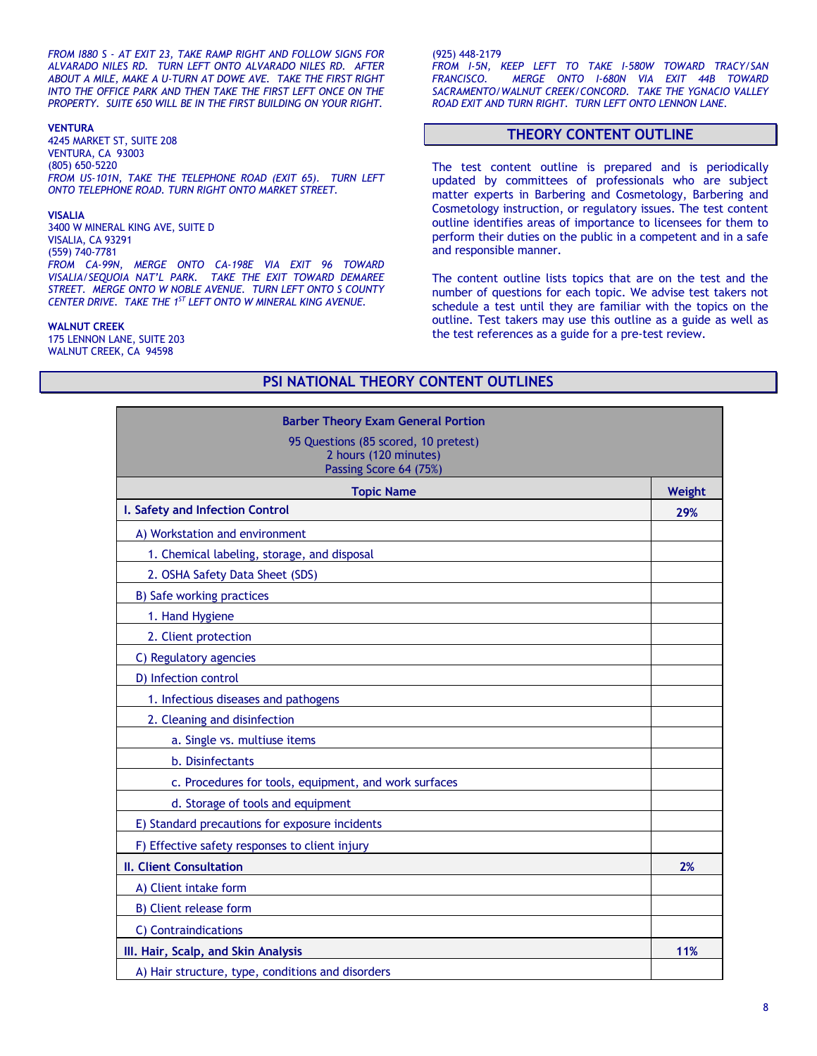*FROM I880 S - AT EXIT 23, TAKE RAMP RIGHT AND FOLLOW SIGNS FOR ALVARADO NILES RD. TURN LEFT ONTO ALVARADO NILES RD. AFTER ABOUT A MILE, MAKE A U-TURN AT DOWE AVE. TAKE THE FIRST RIGHT INTO THE OFFICE PARK AND THEN TAKE THE FIRST LEFT ONCE ON THE PROPERTY. SUITE 650 WILL BE IN THE FIRST BUILDING ON YOUR RIGHT.*

**VENTURA**
4245 MARKET ST, SUITE 208
VENTURA, CA 93003
(805) 650-5220
*FROM US-101N, TAKE THE TELEPHONE ROAD (EXIT 65). TURN LEFT ONTO TELEPHONE ROAD. TURN RIGHT ONTO MARKET STREET.*

**VISALIA**
3400 W MINERAL KING AVE, SUITE D
VISALIA, CA 93291
(559) 740-7781
*FROM CA-99N, MERGE ONTO CA-198E VIA EXIT 96 TOWARD VISALIA/SEQUOIA NAT'L PARK. TAKE THE EXIT TOWARD DEMAREE STREET. MERGE ONTO W NOBLE AVENUE. TURN LEFT ONTO S COUNTY CENTER DRIVE. TAKE THE 1ST LEFT ONTO W MINERAL KING AVENUE.*

**WALNUT CREEK**
175 LENNON LANE, SUITE 203
WALNUT CREEK, CA 94598
(925) 448-2179
*FROM I-5N, KEEP LEFT TO TAKE I-580W TOWARD TRACY/SAN FRANCISCO. MERGE ONTO I-680N VIA EXIT 44B TOWARD SACRAMENTO/WALNUT CREEK/CONCORD. TAKE THE YGNACIO VALLEY ROAD EXIT AND TURN RIGHT. TURN LEFT ONTO LENNON LANE.*

## THEORY CONTENT OUTLINE

The test content outline is prepared and is periodically updated by committees of professionals who are subject matter experts in Barbering and Cosmetology, Barbering and Cosmetology instruction, or regulatory issues. The test content outline identifies areas of importance to licensees for them to perform their duties on the public in a competent and in a safe and responsible manner.

The content outline lists topics that are on the test and the number of questions for each topic. We advise test takers not schedule a test until they are familiar with the topics on the outline. Test takers may use this outline as a guide as well as the test references as a guide for a pre-test review.

## PSI NATIONAL THEORY CONTENT OUTLINES

**Barber Theory Exam General Portion**
95 Questions (85 scored, 10 pretest)
2 hours (120 minutes)
Passing Score 64 (75%)

| Topic Name | Weight |
|---|---|
| **I. Safety and Infection Control** | **29%** |
| A) Workstation and environment | |
| 1. Chemical labeling, storage, and disposal | |
| 2. OSHA Safety Data Sheet (SDS) | |
| B) Safe working practices | |
| 1. Hand Hygiene | |
| 2. Client protection | |
| C) Regulatory agencies | |
| D) Infection control | |
| 1. Infectious diseases and pathogens | |
| 2. Cleaning and disinfection | |
| a. Single vs. multiuse items | |
| b. Disinfectants | |
| c. Procedures for tools, equipment, and work surfaces | |
| d. Storage of tools and equipment | |
| E) Standard precautions for exposure incidents | |
| F) Effective safety responses to client injury | |
| **II. Client Consultation** | **2%** |
| A) Client intake form | |
| B) Client release form | |
| C) Contraindications | |
| **III. Hair, Scalp, and Skin Analysis** | **11%** |
| A) Hair structure, type, conditions and disorders | |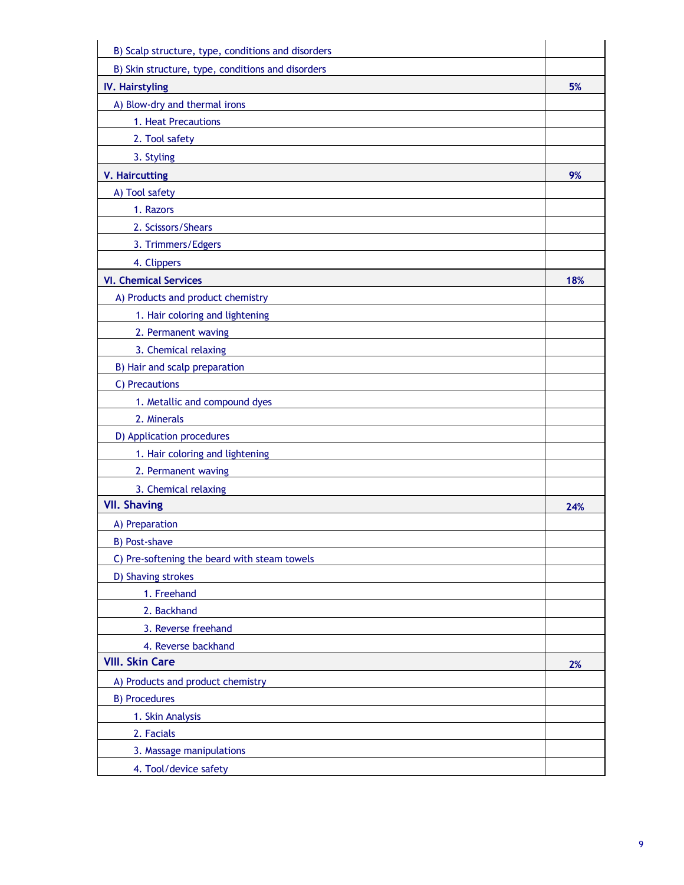| | |
|---|---|
| B) Scalp structure, type, conditions and disorders | |
| B) Skin structure, type, conditions and disorders | |
| **IV. Hairstyling** | **5%** |
| A) Blow-dry and thermal irons | |
| 1. Heat Precautions | |
| 2. Tool safety | |
| 3. Styling | |
| **V. Haircutting** | **9%** |
| A) Tool safety | |
| 1. Razors | |
| 2. Scissors/Shears | |
| 3. Trimmers/Edgers | |
| 4. Clippers | |
| **VI. Chemical Services** | **18%** |
| A) Products and product chemistry | |
| 1. Hair coloring and lightening | |
| 2. Permanent waving | |
| 3. Chemical relaxing | |
| B) Hair and scalp preparation | |
| C) Precautions | |
| 1. Metallic and compound dyes | |
| 2. Minerals | |
| D) Application procedures | |
| 1. Hair coloring and lightening | |
| 2. Permanent waving | |
| 3. Chemical relaxing | |
| **VII. Shaving** | **24%** |
| A) Preparation | |
| B) Post-shave | |
| C) Pre-softening the beard with steam towels | |
| D) Shaving strokes | |
| 1. Freehand | |
| 2. Backhand | |
| 3. Reverse freehand | |
| 4. Reverse backhand | |
| **VIII. Skin Care** | **2%** |
| A) Products and product chemistry | |
| B) Procedures | |
| 1. Skin Analysis | |
| 2. Facials | |
| 3. Massage manipulations | |
| 4. Tool/device safety | |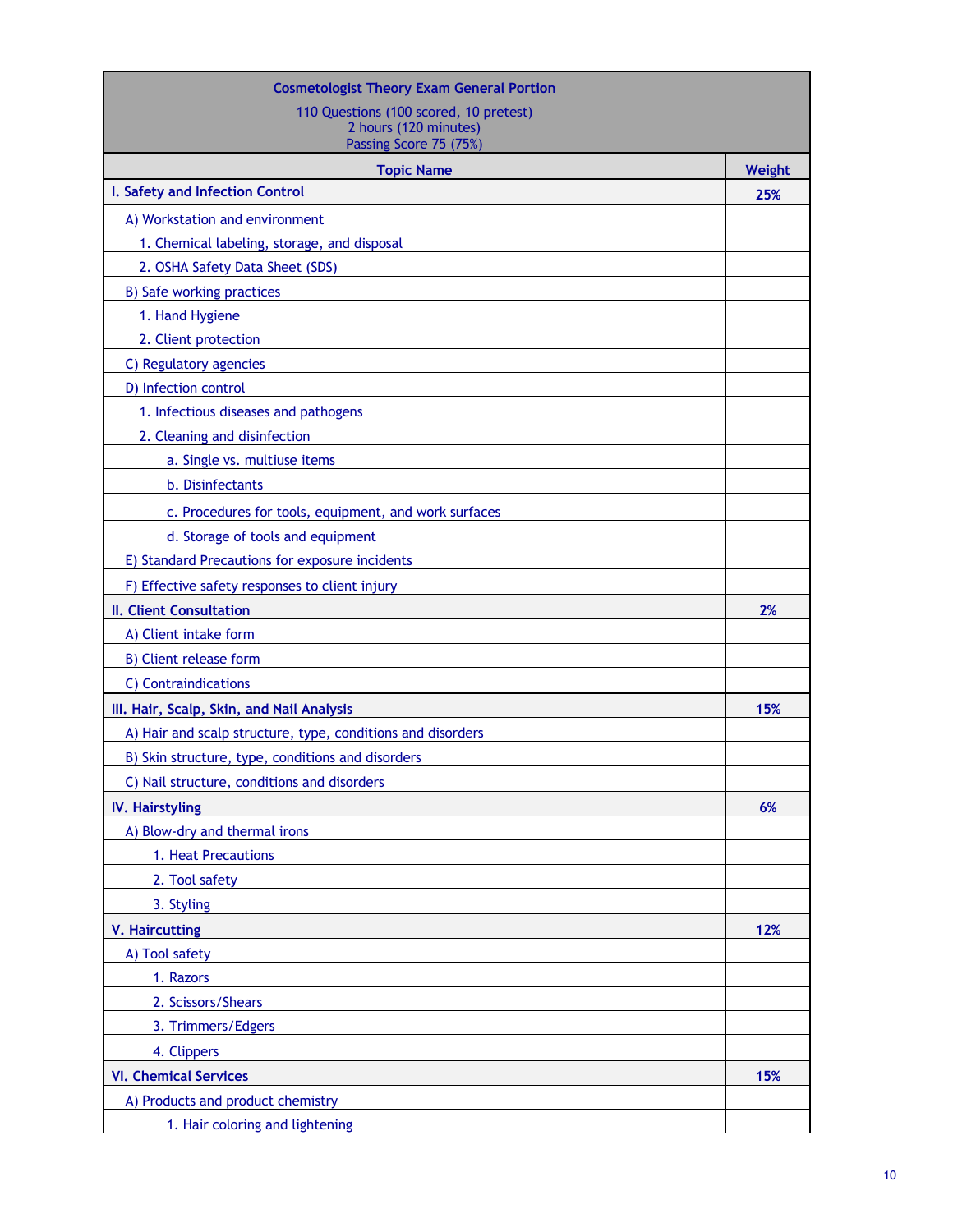| Cosmetologist Theory Exam General Portion<br>110 Questions (100 scored, 10 pretest)<br>2 hours (120 minutes)<br>Passing Score 75 (75%) | |
|---|---|
| **Topic Name** | **Weight** |
| **I. Safety and Infection Control** | **25%** |
| A) Workstation and environment | |
| 1. Chemical labeling, storage, and disposal | |
| 2. OSHA Safety Data Sheet (SDS) | |
| B) Safe working practices | |
| 1. Hand Hygiene | |
| 2. Client protection | |
| C) Regulatory agencies | |
| D) Infection control | |
| 1. Infectious diseases and pathogens | |
| 2. Cleaning and disinfection | |
| a. Single vs. multiuse items | |
| b. Disinfectants | |
| c. Procedures for tools, equipment, and work surfaces | |
| d. Storage of tools and equipment | |
| E) Standard Precautions for exposure incidents | |
| F) Effective safety responses to client injury | |
| **II. Client Consultation** | **2%** |
| A) Client intake form | |
| B) Client release form | |
| C) Contraindications | |
| **III. Hair, Scalp, Skin, and Nail Analysis** | **15%** |
| A) Hair and scalp structure, type, conditions and disorders | |
| B) Skin structure, type, conditions and disorders | |
| C) Nail structure, conditions and disorders | |
| **IV. Hairstyling** | **6%** |
| A) Blow-dry and thermal irons | |
| 1. Heat Precautions | |
| 2. Tool safety | |
| 3. Styling | |
| **V. Haircutting** | **12%** |
| A) Tool safety | |
| 1. Razors | |
| 2. Scissors/Shears | |
| 3. Trimmers/Edgers | |
| 4. Clippers | |
| **VI. Chemical Services** | **15%** |
| A) Products and product chemistry | |
| 1. Hair coloring and lightening | |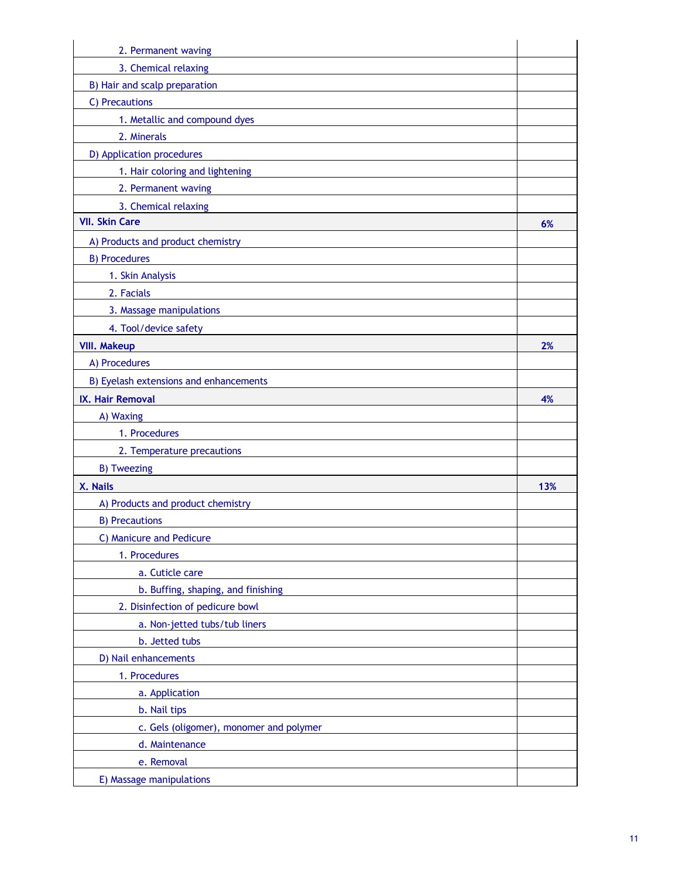| | |
|---|---|
| 2. Permanent waving | |
| 3. Chemical relaxing | |
| B) Hair and scalp preparation | |
| C) Precautions | |
| 1. Metallic and compound dyes | |
| 2. Minerals | |
| D) Application procedures | |
| 1. Hair coloring and lightening | |
| 2. Permanent waving | |
| 3. Chemical relaxing | |
| **VII. Skin Care** | **6%** |
| A) Products and product chemistry | |
| B) Procedures | |
| 1. Skin Analysis | |
| 2. Facials | |
| 3. Massage manipulations | |
| 4. Tool/device safety | |
| **VIII. Makeup** | **2%** |
| A) Procedures | |
| B) Eyelash extensions and enhancements | |
| **IX. Hair Removal** | **4%** |
| A) Waxing | |
| 1. Procedures | |
| 2. Temperature precautions | |
| B) Tweezing | |
| **X. Nails** | **13%** |
| A) Products and product chemistry | |
| B) Precautions | |
| C) Manicure and Pedicure | |
| 1. Procedures | |
| a. Cuticle care | |
| b. Buffing, shaping, and finishing | |
| 2. Disinfection of pedicure bowl | |
| a. Non-jetted tubs/tub liners | |
| b. Jetted tubs | |
| D) Nail enhancements | |
| 1. Procedures | |
| a. Application | |
| b. Nail tips | |
| c. Gels (oligomer), monomer and polymer | |
| d. Maintenance | |
| e. Removal | |
| E) Massage manipulations | |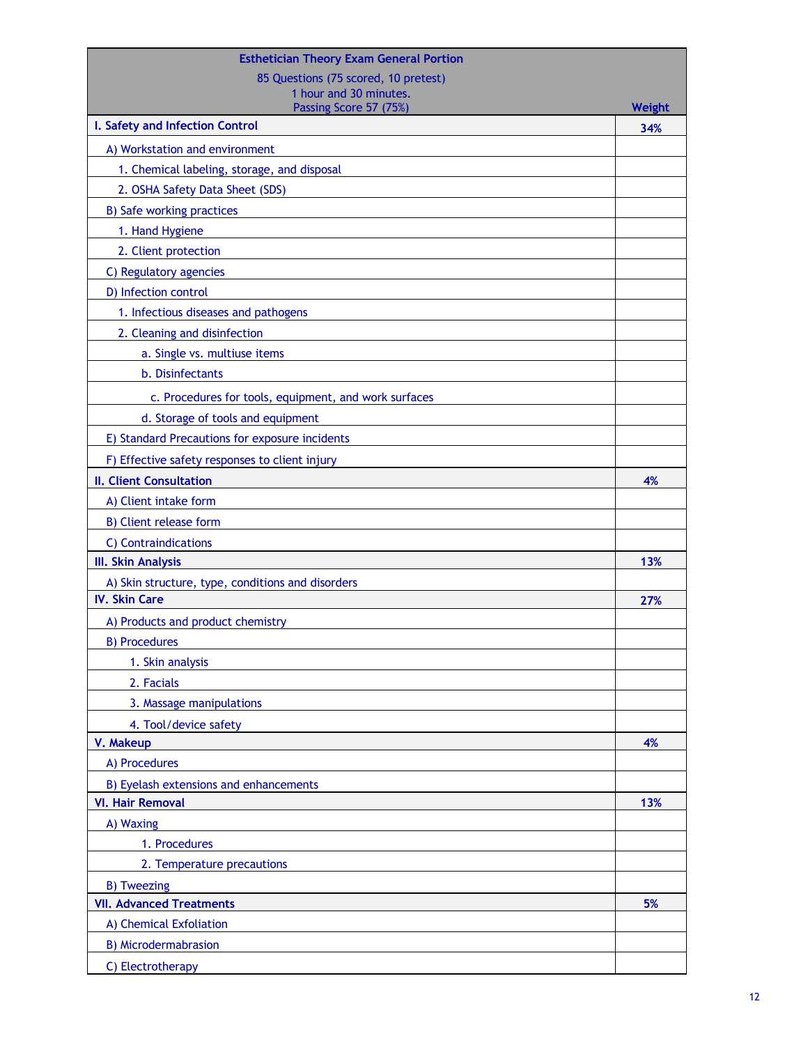| Esthetician Theory Exam General Portion<br>85 Questions (75 scored, 10 pretest)<br>1 hour and 30 minutes.<br>Passing Score 57 (75%) | Weight |
|---|---|
| **I. Safety and Infection Control** | **34%** |
| A) Workstation and environment | |
| 1. Chemical labeling, storage, and disposal | |
| 2. OSHA Safety Data Sheet (SDS) | |
| B) Safe working practices | |
| 1. Hand Hygiene | |
| 2. Client protection | |
| C) Regulatory agencies | |
| D) Infection control | |
| 1. Infectious diseases and pathogens | |
| 2. Cleaning and disinfection | |
| a. Single vs. multiuse items | |
| b. Disinfectants | |
| c. Procedures for tools, equipment, and work surfaces | |
| d. Storage of tools and equipment | |
| E) Standard Precautions for exposure incidents | |
| F) Effective safety responses to client injury | |
| **II. Client Consultation** | **4%** |
| A) Client intake form | |
| B) Client release form | |
| C) Contraindications | |
| **III. Skin Analysis** | **13%** |
| A) Skin structure, type, conditions and disorders | |
| **IV. Skin Care** | **27%** |
| A) Products and product chemistry | |
| B) Procedures | |
| 1. Skin analysis | |
| 2. Facials | |
| 3. Massage manipulations | |
| 4. Tool/device safety | |
| **V. Makeup** | **4%** |
| A) Procedures | |
| B) Eyelash extensions and enhancements | |
| **VI. Hair Removal** | **13%** |
| A) Waxing | |
| 1. Procedures | |
| 2. Temperature precautions | |
| B) Tweezing | |
| **VII. Advanced Treatments** | **5%** |
| A) Chemical Exfoliation | |
| B) Microdermabrasion | |
| C) Electrotherapy | |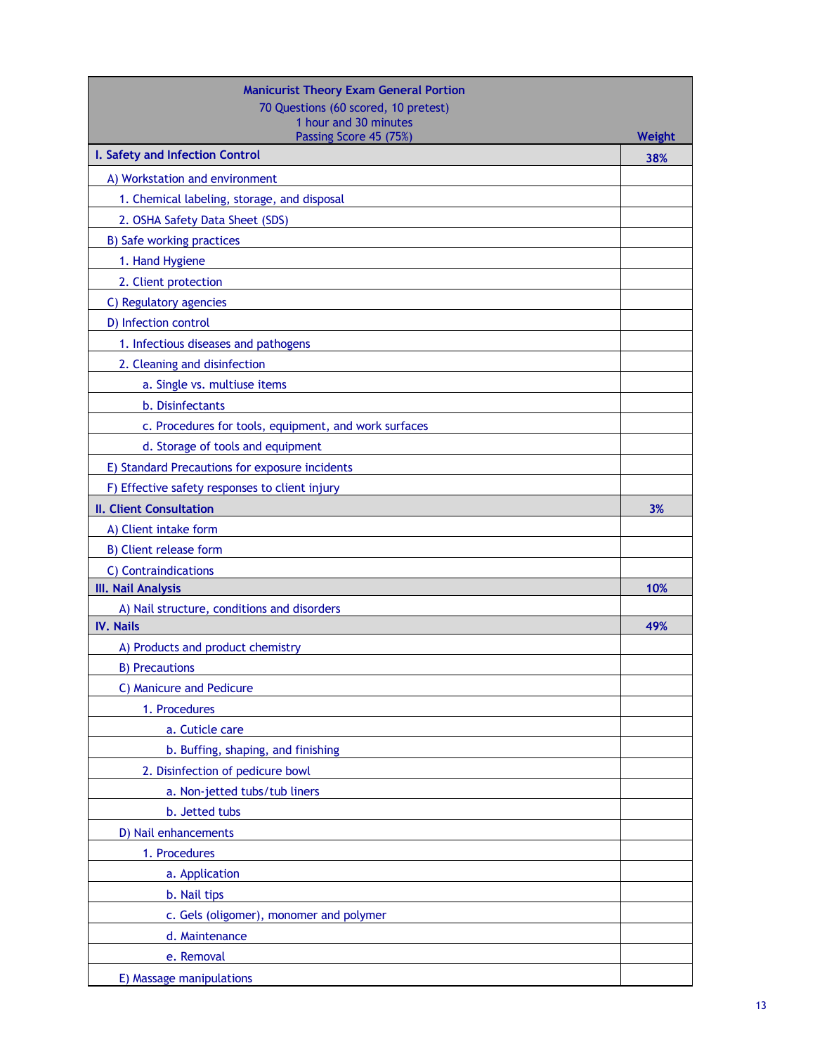| Manicurist Theory Exam General Portion<br>70 Questions (60 scored, 10 pretest)<br>1 hour and 30 minutes<br>Passing Score 45 (75%) | Weight |
|---|---|
| **I. Safety and Infection Control** | **38%** |
| A) Workstation and environment | |
| 1. Chemical labeling, storage, and disposal | |
| 2. OSHA Safety Data Sheet (SDS) | |
| B) Safe working practices | |
| 1. Hand Hygiene | |
| 2. Client protection | |
| C) Regulatory agencies | |
| D) Infection control | |
| 1. Infectious diseases and pathogens | |
| 2. Cleaning and disinfection | |
| a. Single vs. multiuse items | |
| b. Disinfectants | |
| c. Procedures for tools, equipment, and work surfaces | |
| d. Storage of tools and equipment | |
| E) Standard Precautions for exposure incidents | |
| F) Effective safety responses to client injury | |
| **II. Client Consultation** | **3%** |
| A) Client intake form | |
| B) Client release form | |
| C) Contraindications | |
| **III. Nail Analysis** | **10%** |
| A) Nail structure, conditions and disorders | |
| **IV. Nails** | **49%** |
| A) Products and product chemistry | |
| B) Precautions | |
| C) Manicure and Pedicure | |
| 1. Procedures | |
| a. Cuticle care | |
| b. Buffing, shaping, and finishing | |
| 2. Disinfection of pedicure bowl | |
| a. Non-jetted tubs/tub liners | |
| b. Jetted tubs | |
| D) Nail enhancements | |
| 1. Procedures | |
| a. Application | |
| b. Nail tips | |
| c. Gels (oligomer), monomer and polymer | |
| d. Maintenance | |
| e. Removal | |
| E) Massage manipulations | |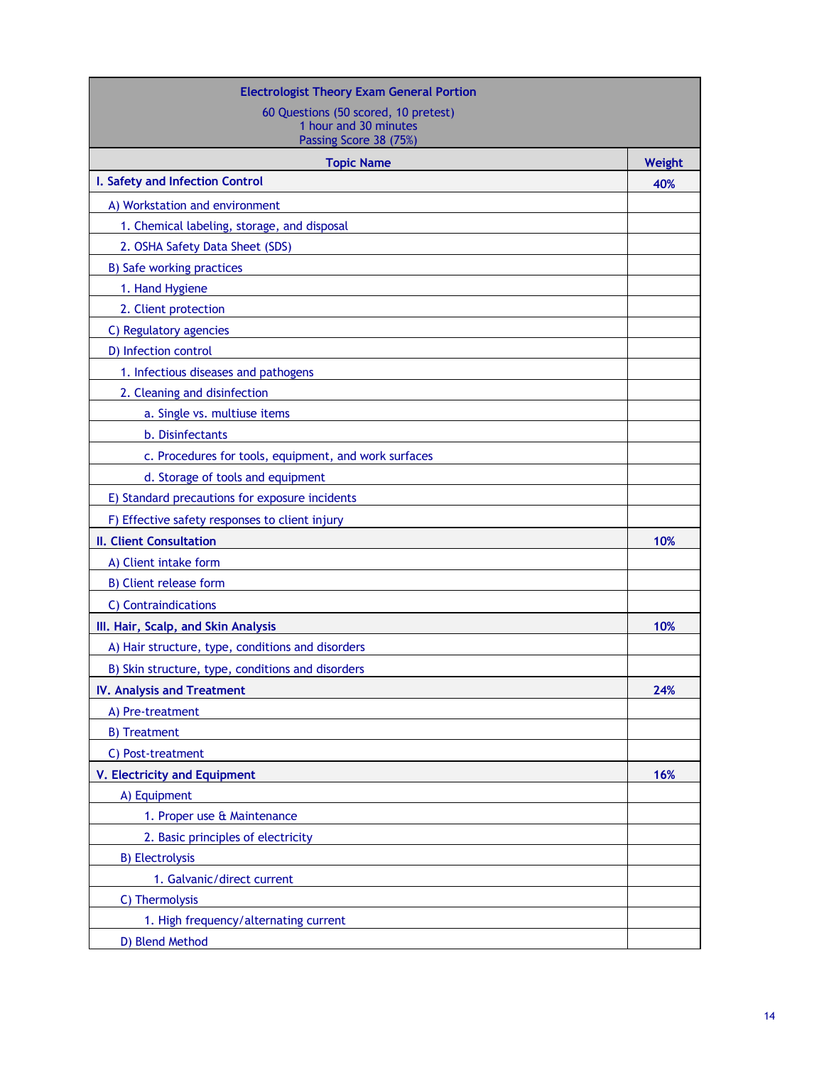| Electrologist Theory Exam General Portion<br>60 Questions (50 scored, 10 pretest)<br>1 hour and 30 minutes<br>Passing Score 38 (75%) | |
|---|---|
| **Topic Name** | **Weight** |
| **I. Safety and Infection Control** | **40%** |
| A) Workstation and environment | |
| 1. Chemical labeling, storage, and disposal | |
| 2. OSHA Safety Data Sheet (SDS) | |
| B) Safe working practices | |
| 1. Hand Hygiene | |
| 2. Client protection | |
| C) Regulatory agencies | |
| D) Infection control | |
| 1. Infectious diseases and pathogens | |
| 2. Cleaning and disinfection | |
| a. Single vs. multiuse items | |
| b. Disinfectants | |
| c. Procedures for tools, equipment, and work surfaces | |
| d. Storage of tools and equipment | |
| E) Standard precautions for exposure incidents | |
| F) Effective safety responses to client injury | |
| **II. Client Consultation** | **10%** |
| A) Client intake form | |
| B) Client release form | |
| C) Contraindications | |
| **III. Hair, Scalp, and Skin Analysis** | **10%** |
| A) Hair structure, type, conditions and disorders | |
| B) Skin structure, type, conditions and disorders | |
| **IV. Analysis and Treatment** | **24%** |
| A) Pre-treatment | |
| B) Treatment | |
| C) Post-treatment | |
| **V. Electricity and Equipment** | **16%** |
| A) Equipment | |
| 1. Proper use & Maintenance | |
| 2. Basic principles of electricity | |
| B) Electrolysis | |
| 1. Galvanic/direct current | |
| C) Thermolysis | |
| 1. High frequency/alternating current | |
| D) Blend Method | |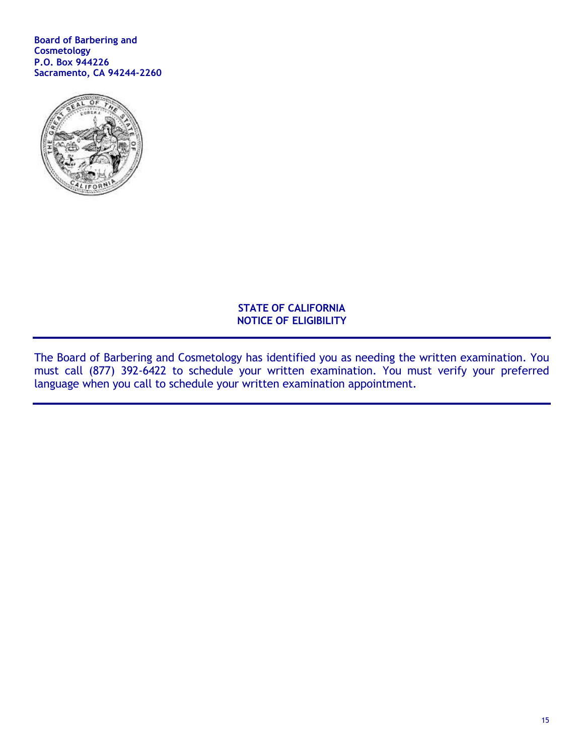**Board of Barbering and Cosmetology**
**P.O. Box 944226**
**Sacramento, CA 94244-2260**

## STATE OF CALIFORNIA
## NOTICE OF ELIGIBILITY

---

The Board of Barbering and Cosmetology has identified you as needing the written examination. You must call (877) 392-6422 to schedule your written examination. You must verify your preferred language when you call to schedule your written examination appointment.

---